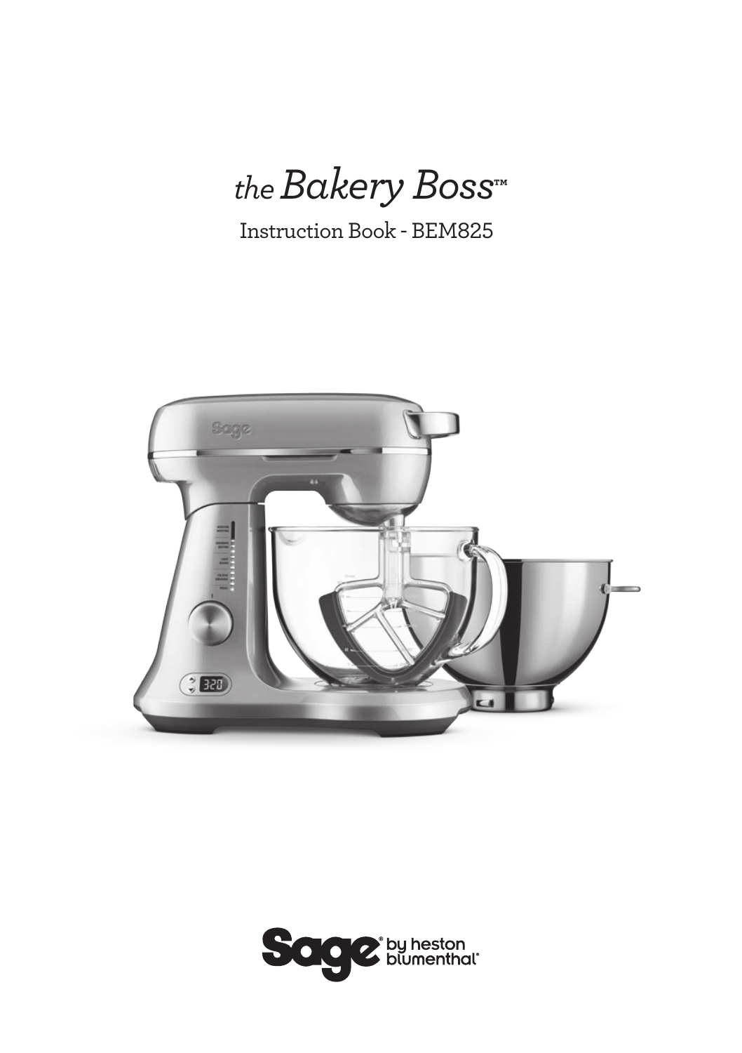# *the* *Bakery Boss*™

Instruction Book - BEM825

Sage® by heston blumenthal®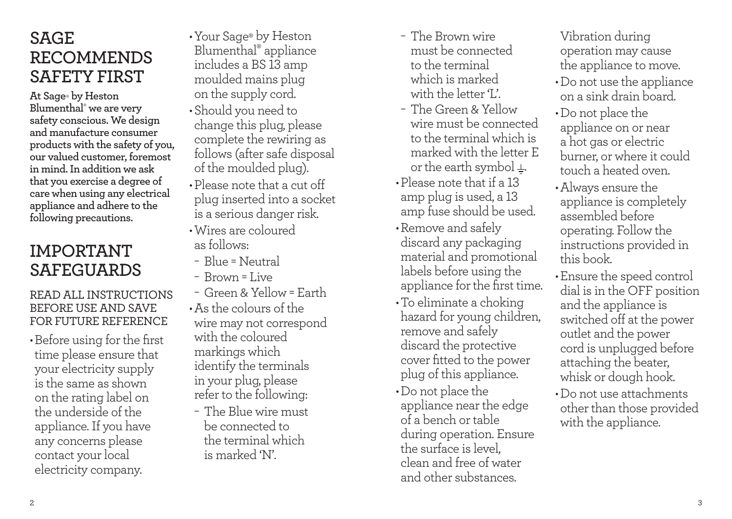# SAGE RECOMMENDS SAFETY FIRST

**At Sage® by Heston Blumenthal® we are very safety conscious. We design and manufacture consumer products with the safety of you, our valued customer, foremost in mind. In addition we ask that you exercise a degree of care when using any electrical appliance and adhere to the following precautions.**

# IMPORTANT SAFEGUARDS

## READ ALL INSTRUCTIONS BEFORE USE AND SAVE FOR FUTURE REFERENCE

- Before using for the first time please ensure that your electricity supply is the same as shown on the rating label on the underside of the appliance. If you have any concerns please contact your local electricity company.
- Your Sage® by Heston Blumenthal® appliance includes a BS 13 amp moulded mains plug on the supply cord.
- Should you need to change this plug, please complete the rewiring as follows (after safe disposal of the moulded plug).
- Please note that a cut off plug inserted into a socket is a serious danger risk.
- Wires are coloured as follows:
  - Blue = Neutral
  - Brown = Live
  - Green & Yellow = Earth
- As the colours of the wire may not correspond with the coloured markings which identify the terminals in your plug, please refer to the following:
  - The Blue wire must be connected to the terminal which is marked 'N'.
  - The Brown wire must be connected to the terminal which is marked with the letter 'L'.
  - The Green & Yellow wire must be connected to the terminal which is marked with the letter E or the earth symbol ⏚.
- Please note that if a 13 amp plug is used, a 13 amp fuse should be used.
- Remove and safely discard any packaging material and promotional labels before using the appliance for the first time.
- To eliminate a choking hazard for young children, remove and safely discard the protective cover fitted to the power plug of this appliance.
- Do not place the appliance near the edge of a bench or table during operation. Ensure the surface is level, clean and free of water and other substances. Vibration during operation may cause the appliance to move.
- Do not use the appliance on a sink drain board.
- Do not place the appliance on or near a hot gas or electric burner, or where it could touch a heated oven.
- Always ensure the appliance is completely assembled before operating. Follow the instructions provided in this book.
- Ensure the speed control dial is in the OFF position and the appliance is switched off at the power outlet and the power cord is unplugged before attaching the beater, whisk or dough hook.
- Do not use attachments other than those provided with the appliance.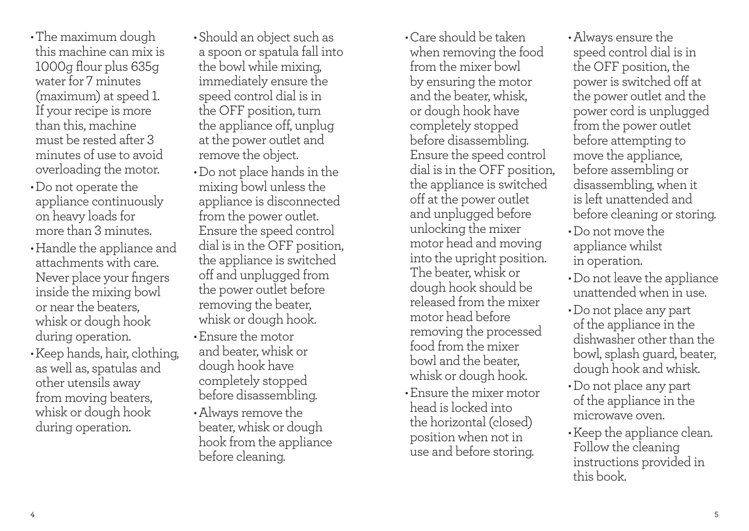- The maximum dough this machine can mix is 1000g flour plus 635g water for 7 minutes (maximum) at speed 1. If your recipe is more than this, machine must be rested after 3 minutes of use to avoid overloading the motor.
- Do not operate the appliance continuously on heavy loads for more than 3 minutes.
- Handle the appliance and attachments with care. Never place your fingers inside the mixing bowl or near the beaters, whisk or dough hook during operation.
- Keep hands, hair, clothing, as well as, spatulas and other utensils away from moving beaters, whisk or dough hook during operation.
- Should an object such as a spoon or spatula fall into the bowl while mixing, immediately ensure the speed control dial is in the OFF position, turn the appliance off, unplug at the power outlet and remove the object.
- Do not place hands in the mixing bowl unless the appliance is disconnected from the power outlet. Ensure the speed control dial is in the OFF position, the appliance is switched off and unplugged from the power outlet before removing the beater, whisk or dough hook.
- Ensure the motor and beater, whisk or dough hook have completely stopped before disassembling.
- Always remove the beater, whisk or dough hook from the appliance before cleaning.
- Care should be taken when removing the food from the mixer bowl by ensuring the motor and the beater, whisk, or dough hook have completely stopped before disassembling. Ensure the speed control dial is in the OFF position, the appliance is switched off at the power outlet and unplugged before unlocking the mixer motor head and moving into the upright position. The beater, whisk or dough hook should be released from the mixer motor head before removing the processed food from the mixer bowl and the beater, whisk or dough hook.
- Ensure the mixer motor head is locked into the horizontal (closed) position when not in use and before storing.
- Always ensure the speed control dial is in the OFF position, the power is switched off at the power outlet and the power cord is unplugged from the power outlet before attempting to move the appliance, before assembling or disassembling, when it is left unattended and before cleaning or storing.
- Do not move the appliance whilst in operation.
- Do not leave the appliance unattended when in use.
- Do not place any part of the appliance in the dishwasher other than the bowl, splash guard, beater, dough hook and whisk.
- Do not place any part of the appliance in the microwave oven.
- Keep the appliance clean. Follow the cleaning instructions provided in this book.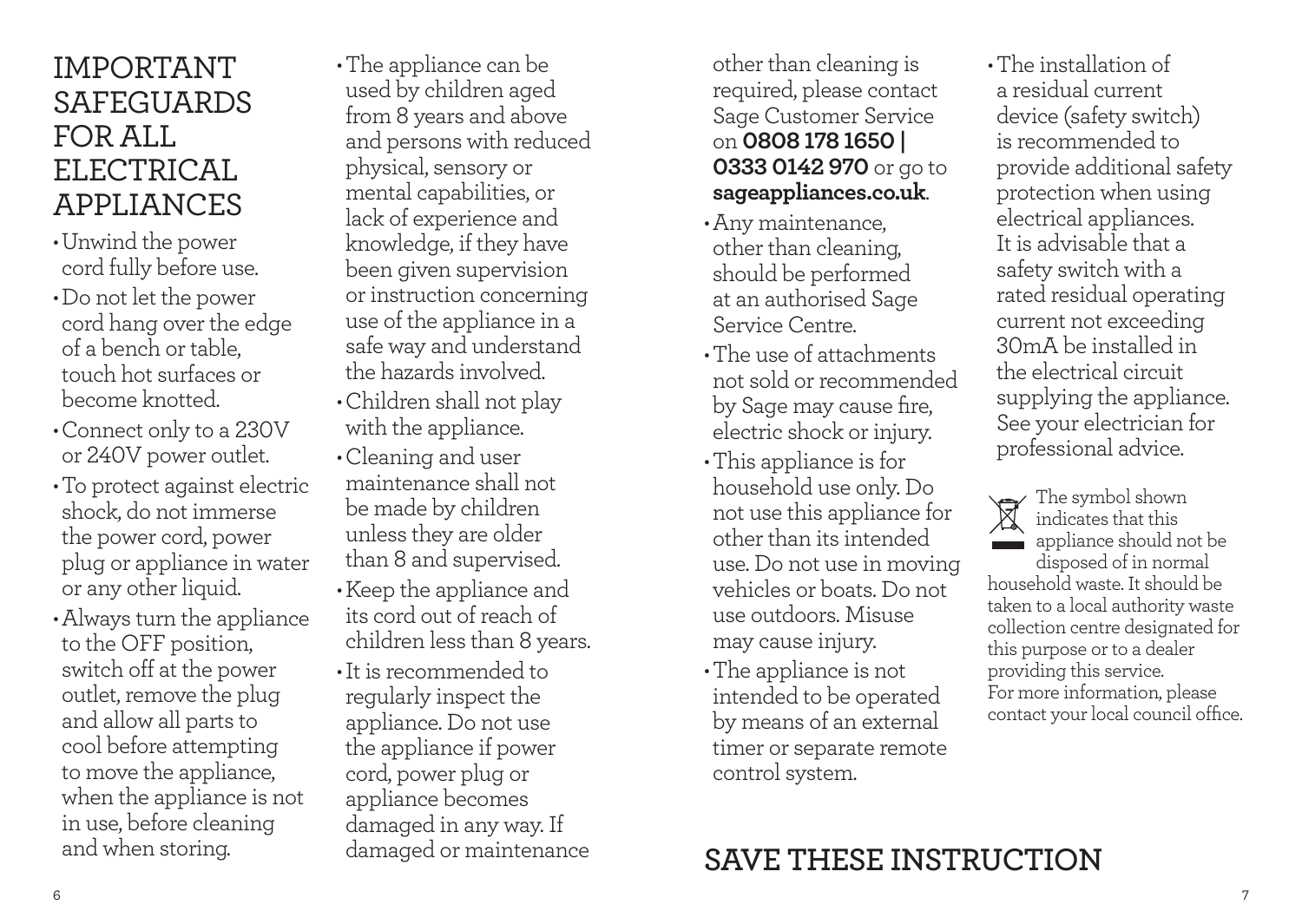# IMPORTANT SAFEGUARDS FOR ALL ELECTRICAL APPLIANCES

- Unwind the power cord fully before use.
- Do not let the power cord hang over the edge of a bench or table, touch hot surfaces or become knotted.
- Connect only to a 230V or 240V power outlet.
- To protect against electric shock, do not immerse the power cord, power plug or appliance in water or any other liquid.
- Always turn the appliance to the OFF position, switch off at the power outlet, remove the plug and allow all parts to cool before attempting to move the appliance, when the appliance is not in use, before cleaning and when storing.
- The appliance can be used by children aged from 8 years and above and persons with reduced physical, sensory or mental capabilities, or lack of experience and knowledge, if they have been given supervision or instruction concerning use of the appliance in a safe way and understand the hazards involved.
- Children shall not play with the appliance.
- Cleaning and user maintenance shall not be made by children unless they are older than 8 and supervised.
- Keep the appliance and its cord out of reach of children less than 8 years.
- It is recommended to regularly inspect the appliance. Do not use the appliance if power cord, power plug or appliance becomes damaged in any way. If damaged or maintenance other than cleaning is required, please contact Sage Customer Service on **0808 178 1650 | 0333 0142 970** or go to **sageappliances.co.uk**.
- Any maintenance, other than cleaning, should be performed at an authorised Sage Service Centre.
- The use of attachments not sold or recommended by Sage may cause fire, electric shock or injury.
- This appliance is for household use only. Do not use this appliance for other than its intended use. Do not use in moving vehicles or boats. Do not use outdoors. Misuse may cause injury.
- The appliance is not intended to be operated by means of an external timer or separate remote control system.
- The installation of a residual current device (safety switch) is recommended to provide additional safety protection when using electrical appliances. It is advisable that a safety switch with a rated residual operating current not exceeding 30mA be installed in the electrical circuit supplying the appliance. See your electrician for professional advice.

The symbol shown indicates that this appliance should not be disposed of in normal household waste. It should be taken to a local authority waste collection centre designated for this purpose or to a dealer providing this service. For more information, please contact your local council office.

## SAVE THESE INSTRUCTION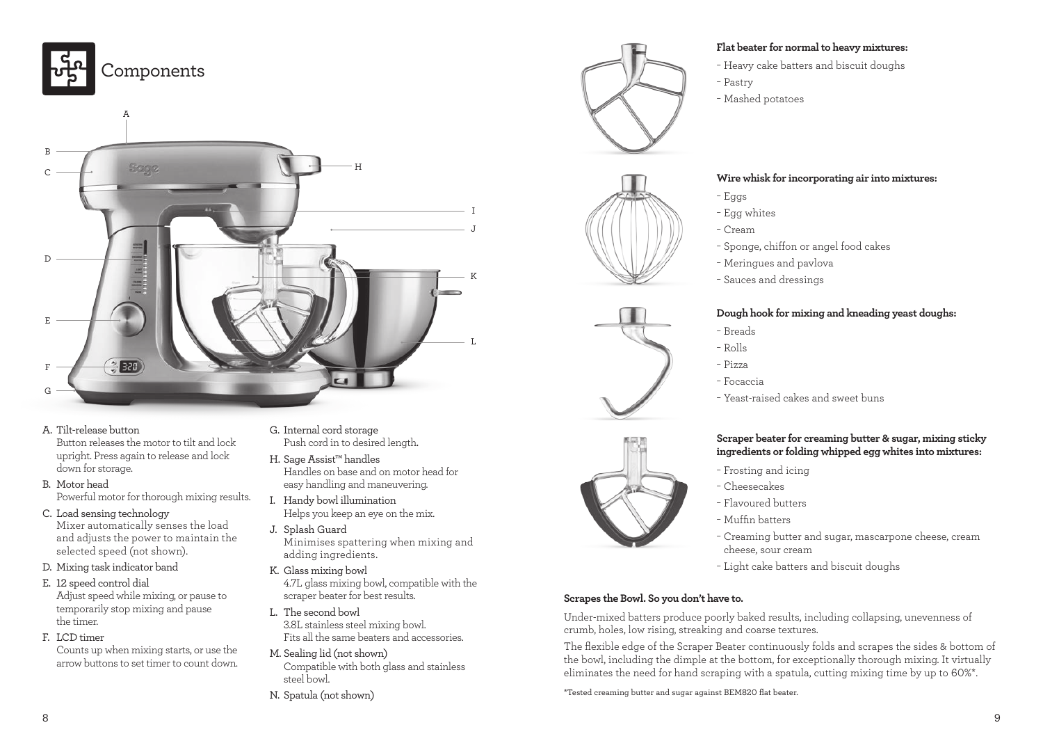# Components

A. Tilt-release button
Button releases the motor to tilt and lock upright. Press again to release and lock down for storage.

B. Motor head
Powerful motor for thorough mixing results.

C. Load sensing technology
Mixer automatically senses the load and adjusts the power to maintain the selected speed (not shown).

D. Mixing task indicator band

E. 12 speed control dial
Adjust speed while mixing, or pause to temporarily stop mixing and pause the timer.

F. LCD timer
Counts up when mixing starts, or use the arrow buttons to set timer to count down.

G. Internal cord storage
Push cord in to desired length.

H. Sage Assist™ handles
Handles on base and on motor head for easy handling and maneuvering.

I. Handy bowl illumination
Helps you keep an eye on the mix.

J. Splash Guard
Minimises spattering when mixing and adding ingredients.

K. Glass mixing bowl
4.7L glass mixing bowl, compatible with the scraper beater for best results.

L. The second bowl
3.8L stainless steel mixing bowl.
Fits all the same beaters and accessories.

M. Sealing lid (not shown)
Compatible with both glass and stainless steel bowl.

N. Spatula (not shown)

**Flat beater for normal to heavy mixtures:**

- Heavy cake batters and biscuit doughs
- Pastry
- Mashed potatoes

**Wire whisk for incorporating air into mixtures:**

- Eggs
- Egg whites
- Cream
- Sponge, chiffon or angel food cakes
- Meringues and pavlova
- Sauces and dressings

**Dough hook for mixing and kneading yeast doughs:**

- Breads
- Rolls
- Pizza
- Focaccia
- Yeast-raised cakes and sweet buns

**Scraper beater for creaming butter & sugar, mixing sticky ingredients or folding whipped egg whites into mixtures:**

- Frosting and icing
- Cheesecakes
- Flavoured butters
- Muffin batters
- Creaming butter and sugar, mascarpone cheese, cream cheese, sour cream
- Light cake batters and biscuit doughs

**Scrapes the Bowl. So you don't have to.**

Under-mixed batters produce poorly baked results, including collapsing, unevenness of crumb, holes, low rising, streaking and coarse textures.

The flexible edge of the Scraper Beater continuously folds and scrapes the sides & bottom of the bowl, including the dimple at the bottom, for exceptionally thorough mixing. It virtually eliminates the need for hand scraping with a spatula, cutting mixing time by up to 60%*.

*Tested creaming butter and sugar against BEM820 flat beater.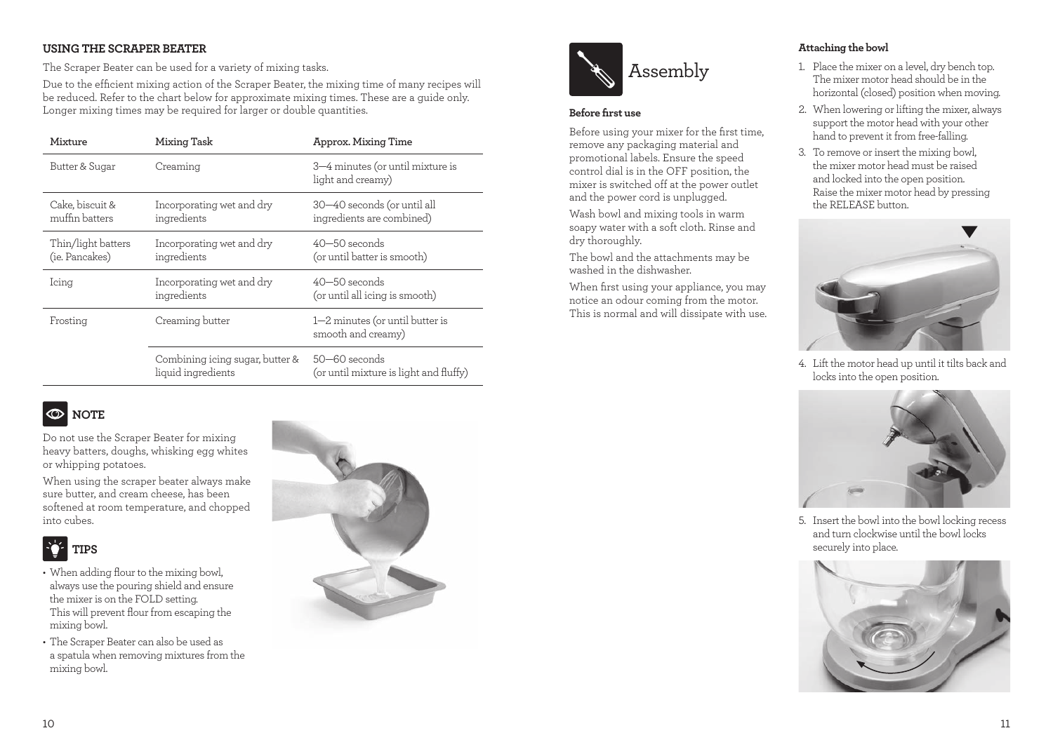## USING THE SCRAPER BEATER

The Scraper Beater can be used for a variety of mixing tasks.

Due to the efficient mixing action of the Scraper Beater, the mixing time of many recipes will be reduced. Refer to the chart below for approximate mixing times. These are a guide only. Longer mixing times may be required for larger or double quantities.

| Mixture | Mixing Task | Approx. Mixing Time |
|---|---|---|
| Butter & Sugar | Creaming | 3—4 minutes (or until mixture is light and creamy) |
| Cake, biscuit & muffin batters | Incorporating wet and dry ingredients | 30—40 seconds (or until all ingredients are combined) |
| Thin/light batters (ie. Pancakes) | Incorporating wet and dry ingredients | 40—50 seconds (or until batter is smooth) |
| Icing | Incorporating wet and dry ingredients | 40—50 seconds (or until all icing is smooth) |
| Frosting | Creaming butter | 1—2 minutes (or until butter is smooth and creamy) |
| | Combining icing sugar, butter & liquid ingredients | 50—60 seconds (or until mixture is light and fluffy) |

### NOTE

Do not use the Scraper Beater for mixing heavy batters, doughs, whisking egg whites or whipping potatoes.

When using the scraper beater always make sure butter, and cream cheese, has been softened at room temperature, and chopped into cubes.

### TIPS

- When adding flour to the mixing bowl, always use the pouring shield and ensure the mixer is on the FOLD setting. This will prevent flour from escaping the mixing bowl.
- The Scraper Beater can also be used as a spatula when removing mixtures from the mixing bowl.

# Assembly

**Before first use**

Before using your mixer for the first time, remove any packaging material and promotional labels. Ensure the speed control dial is in the OFF position, the mixer is switched off at the power outlet and the power cord is unplugged.

Wash bowl and mixing tools in warm soapy water with a soft cloth. Rinse and dry thoroughly.

The bowl and the attachments may be washed in the dishwasher.

When first using your appliance, you may notice an odour coming from the motor. This is normal and will dissipate with use.

**Attaching the bowl**

1. Place the mixer on a level, dry bench top. The mixer motor head should be in the horizontal (closed) position when moving.
2. When lowering or lifting the mixer, always support the motor head with your other hand to prevent it from free-falling.
3. To remove or insert the mixing bowl, the mixer motor head must be raised and locked into the open position. Raise the mixer motor head by pressing the RELEASE button.
4. Lift the motor head up until it tilts back and locks into the open position.
5. Insert the bowl into the bowl locking recess and turn clockwise until the bowl locks securely into place.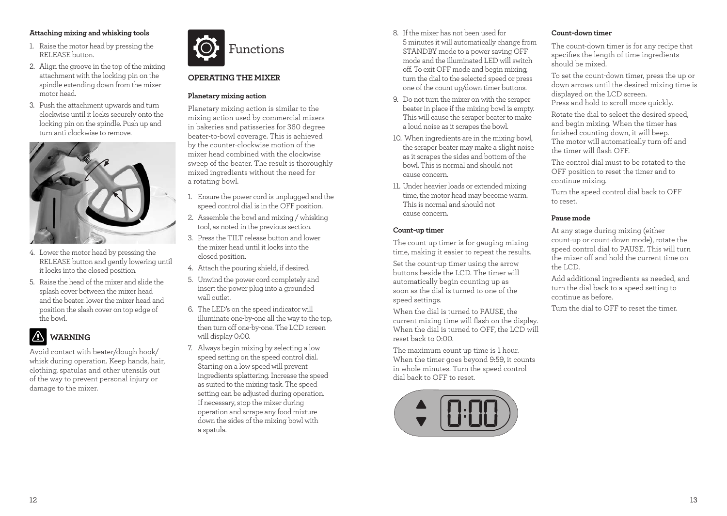### Attaching mixing and whisking tools

1. Raise the motor head by pressing the RELEASE button.
2. Align the groove in the top of the mixing attachment with the locking pin on the spindle extending down from the mixer motor head.
3. Push the attachment upwards and turn clockwise until it locks securely onto the locking pin on the spindle. Push up and turn anti-clockwise to remove.
4. Lower the motor head by pressing the RELEASE button and gently lowering until it locks into the closed position.
5. Raise the head of the mixer and slide the splash cover between the mixer head and the beater. lower the mixer head and position the slash cover on top edge of the bowl.

**WARNING**

Avoid contact with beater/dough hook/ whisk during operation. Keep hands, hair, clothing, spatulas and other utensils out of the way to prevent personal injury or damage to the mixer.

# Functions

## OPERATING THE MIXER

### Planetary mixing action

Planetary mixing action is similar to the mixing action used by commercial mixers in bakeries and patisseries for 360 degree beater-to-bowl coverage. This is achieved by the counter-clockwise motion of the mixer head combined with the clockwise sweep of the beater. The result is thoroughly mixed ingredients without the need for a rotating bowl.

1. Ensure the power cord is unplugged and the speed control dial is in the OFF position.
2. Assemble the bowl and mixing / whisking tool, as noted in the previous section.
3. Press the TILT release button and lower the mixer head until it locks into the closed position.
4. Attach the pouring shield, if desired.
5. Unwind the power cord completely and insert the power plug into a grounded wall outlet.
6. The LED's on the speed indicator will illuminate one-by-one all the way to the top, then turn off one-by-one. The LCD screen will display 0:00.
7. Always begin mixing by selecting a low speed setting on the speed control dial. Starting on a low speed will prevent ingredients splattering. Increase the speed as suited to the mixing task. The speed setting can be adjusted during operation. If necessary, stop the mixer during operation and scrape any food mixture down the sides of the mixing bowl with a spatula.
8. If the mixer has not been used for 5 minutes it will automatically change from STANDBY mode to a power saving OFF mode and the illuminated LED will switch off. To exit OFF mode and begin mixing, turn the dial to the selected speed or press one of the count up/down timer buttons.
9. Do not turn the mixer on with the scraper beater in place if the mixing bowl is empty. This will cause the scraper beater to make a loud noise as it scrapes the bowl.
10. When ingredients are in the mixing bowl, the scraper beater may make a slight noise as it scrapes the sides and bottom of the bowl. This is normal and should not cause concern.
11. Under heavier loads or extended mixing time, the motor head may become warm. This is normal and should not cause concern.

### Count-up timer

The count-up timer is for gauging mixing time, making it easier to repeat the results.

Set the count-up timer using the arrow buttons beside the LCD. The timer will automatically begin counting up as soon as the dial is turned to one of the speed settings.

When the dial is turned to PAUSE, the current mixing time will flash on the display. When the dial is turned to OFF, the LCD will reset back to 0:00.

The maximum count up time is 1 hour. When the timer goes beyond 9:59, it counts in whole minutes. Turn the speed control dial back to OFF to reset.

### Count-down timer

The count-down timer is for any recipe that specifies the length of time ingredients should be mixed.

To set the count-down timer, press the up or down arrows until the desired mixing time is displayed on the LCD screen.
Press and hold to scroll more quickly.

Rotate the dial to select the desired speed, and begin mixing. When the timer has finished counting down, it will beep. The motor will automatically turn off and the timer will flash OFF.

The control dial must to be rotated to the OFF position to reset the timer and to continue mixing.

Turn the speed control dial back to OFF to reset.

### Pause mode

At any stage during mixing (either count-up or count-down mode), rotate the speed control dial to PAUSE. This will turn the mixer off and hold the current time on the LCD.

Add additional ingredients as needed, and turn the dial back to a speed setting to continue as before.

Turn the dial to OFF to reset the timer.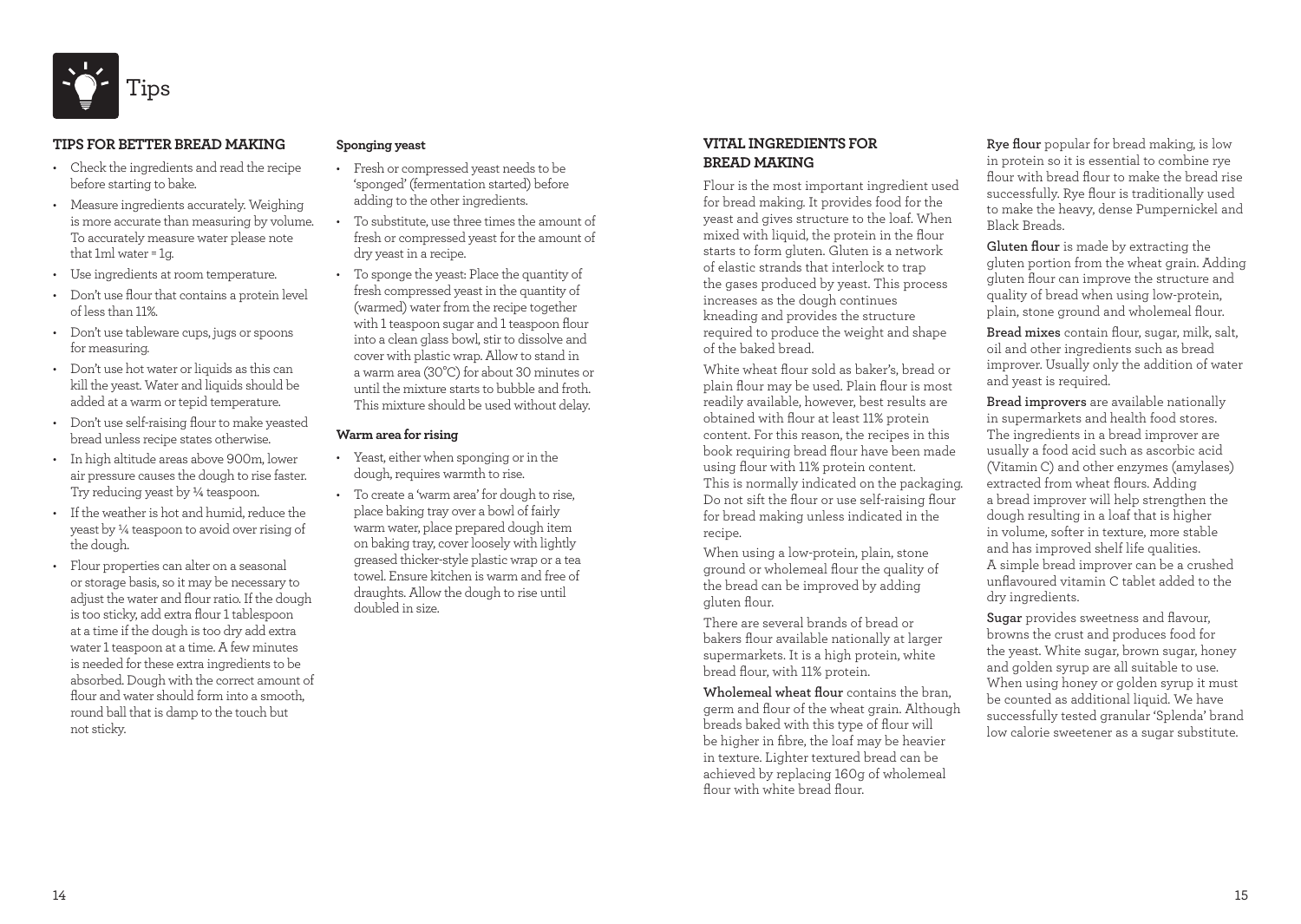# Tips

## TIPS FOR BETTER BREAD MAKING

- Check the ingredients and read the recipe before starting to bake.
- Measure ingredients accurately. Weighing is more accurate than measuring by volume. To accurately measure water please note that 1ml water = 1g.
- Use ingredients at room temperature.
- Don't use flour that contains a protein level of less than 11%.
- Don't use tableware cups, jugs or spoons for measuring.
- Don't use hot water or liquids as this can kill the yeast. Water and liquids should be added at a warm or tepid temperature.
- Don't use self-raising flour to make yeasted bread unless recipe states otherwise.
- In high altitude areas above 900m, lower air pressure causes the dough to rise faster. Try reducing yeast by ¼ teaspoon.
- If the weather is hot and humid, reduce the yeast by ¼ teaspoon to avoid over rising of the dough.
- Flour properties can alter on a seasonal or storage basis, so it may be necessary to adjust the water and flour ratio. If the dough is too sticky, add extra flour 1 tablespoon at a time if the dough is too dry add extra water 1 teaspoon at a time. A few minutes is needed for these extra ingredients to be absorbed. Dough with the correct amount of flour and water should form into a smooth, round ball that is damp to the touch but not sticky.

### Sponging yeast

- Fresh or compressed yeast needs to be 'sponged' (fermentation started) before adding to the other ingredients.
- To substitute, use three times the amount of fresh or compressed yeast for the amount of dry yeast in a recipe.
- To sponge the yeast: Place the quantity of fresh compressed yeast in the quantity of (warmed) water from the recipe together with 1 teaspoon sugar and 1 teaspoon flour into a clean glass bowl, stir to dissolve and cover with plastic wrap. Allow to stand in a warm area (30°C) for about 30 minutes or until the mixture starts to bubble and froth. This mixture should be used without delay.

### Warm area for rising

- Yeast, either when sponging or in the dough, requires warmth to rise.
- To create a 'warm area' for dough to rise, place baking tray over a bowl of fairly warm water, place prepared dough item on baking tray, cover loosely with lightly greased thicker-style plastic wrap or a tea towel. Ensure kitchen is warm and free of draughts. Allow the dough to rise until doubled in size.

## VITAL INGREDIENTS FOR BREAD MAKING

Flour is the most important ingredient used for bread making. It provides food for the yeast and gives structure to the loaf. When mixed with liquid, the protein in the flour starts to form gluten. Gluten is a network of elastic strands that interlock to trap the gases produced by yeast. This process increases as the dough continues kneading and provides the structure required to produce the weight and shape of the baked bread.

White wheat flour sold as baker's, bread or plain flour may be used. Plain flour is most readily available, however, best results are obtained with flour at least 11% protein content. For this reason, the recipes in this book requiring bread flour have been made using flour with 11% protein content. This is normally indicated on the packaging. Do not sift the flour or use self-raising flour for bread making unless indicated in the recipe.

When using a low-protein, plain, stone ground or wholemeal flour the quality of the bread can be improved by adding gluten flour.

There are several brands of bread or bakers flour available nationally at larger supermarkets. It is a high protein, white bread flour, with 11% protein.

**Wholemeal wheat flour** contains the bran, germ and flour of the wheat grain. Although breads baked with this type of flour will be higher in fibre, the loaf may be heavier in texture. Lighter textured bread can be achieved by replacing 160g of wholemeal flour with white bread flour.

**Rye flour** popular for bread making, is low in protein so it is essential to combine rye flour with bread flour to make the bread rise successfully. Rye flour is traditionally used to make the heavy, dense Pumpernickel and Black Breads.

**Gluten flour** is made by extracting the gluten portion from the wheat grain. Adding gluten flour can improve the structure and quality of bread when using low-protein, plain, stone ground and wholemeal flour.

**Bread mixes** contain flour, sugar, milk, salt, oil and other ingredients such as bread improver. Usually only the addition of water and yeast is required.

**Bread improvers** are available nationally in supermarkets and health food stores. The ingredients in a bread improver are usually a food acid such as ascorbic acid (Vitamin C) and other enzymes (amylases) extracted from wheat flours. Adding a bread improver will help strengthen the dough resulting in a loaf that is higher in volume, softer in texture, more stable and has improved shelf life qualities. A simple bread improver can be a crushed unflavoured vitamin C tablet added to the dry ingredients.

**Sugar** provides sweetness and flavour, browns the crust and produces food for the yeast. White sugar, brown sugar, honey and golden syrup are all suitable to use. When using honey or golden syrup it must be counted as additional liquid. We have successfully tested granular 'Splenda' brand low calorie sweetener as a sugar substitute.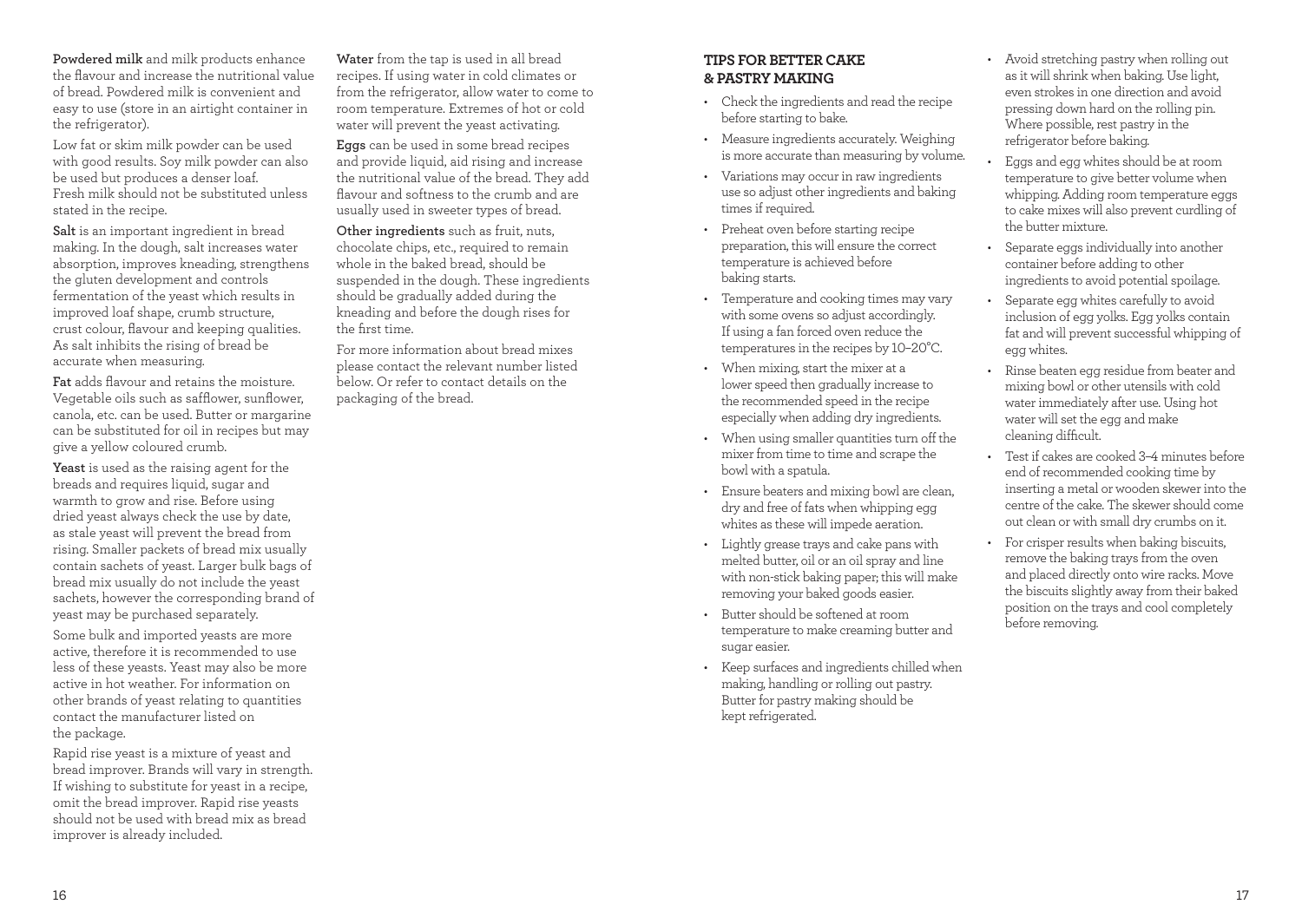**Powdered milk** and milk products enhance the flavour and increase the nutritional value of bread. Powdered milk is convenient and easy to use (store in an airtight container in the refrigerator).

Low fat or skim milk powder can be used with good results. Soy milk powder can also be used but produces a denser loaf. Fresh milk should not be substituted unless stated in the recipe.

**Salt** is an important ingredient in bread making. In the dough, salt increases water absorption, improves kneading, strengthens the gluten development and controls fermentation of the yeast which results in improved loaf shape, crumb structure, crust colour, flavour and keeping qualities. As salt inhibits the rising of bread be accurate when measuring.

**Fat** adds flavour and retains the moisture. Vegetable oils such as safflower, sunflower, canola, etc. can be used. Butter or margarine can be substituted for oil in recipes but may give a yellow coloured crumb.

**Yeast** is used as the raising agent for the breads and requires liquid, sugar and warmth to grow and rise. Before using dried yeast always check the use by date, as stale yeast will prevent the bread from rising. Smaller packets of bread mix usually contain sachets of yeast. Larger bulk bags of bread mix usually do not include the yeast sachets, however the corresponding brand of yeast may be purchased separately.

Some bulk and imported yeasts are more active, therefore it is recommended to use less of these yeasts. Yeast may also be more active in hot weather. For information on other brands of yeast relating to quantities contact the manufacturer listed on the package.

Rapid rise yeast is a mixture of yeast and bread improver. Brands will vary in strength. If wishing to substitute for yeast in a recipe, omit the bread improver. Rapid rise yeasts should not be used with bread mix as bread improver is already included.

**Water** from the tap is used in all bread recipes. If using water in cold climates or from the refrigerator, allow water to come to room temperature. Extremes of hot or cold water will prevent the yeast activating.

**Eggs** can be used in some bread recipes and provide liquid, aid rising and increase the nutritional value of the bread. They add flavour and softness to the crumb and are usually used in sweeter types of bread.

**Other ingredients** such as fruit, nuts, chocolate chips, etc., required to remain whole in the baked bread, should be suspended in the dough. These ingredients should be gradually added during the kneading and before the dough rises for the first time.

For more information about bread mixes please contact the relevant number listed below. Or refer to contact details on the packaging of the bread.

## TIPS FOR BETTER CAKE & PASTRY MAKING

- Check the ingredients and read the recipe before starting to bake.
- Measure ingredients accurately. Weighing is more accurate than measuring by volume.
- Variations may occur in raw ingredients use so adjust other ingredients and baking times if required.
- Preheat oven before starting recipe preparation, this will ensure the correct temperature is achieved before baking starts.
- Temperature and cooking times may vary with some ovens so adjust accordingly. If using a fan forced oven reduce the temperatures in the recipes by 10–20°C.
- When mixing, start the mixer at a lower speed then gradually increase to the recommended speed in the recipe especially when adding dry ingredients.
- When using smaller quantities turn off the mixer from time to time and scrape the bowl with a spatula.
- Ensure beaters and mixing bowl are clean, dry and free of fats when whipping egg whites as these will impede aeration.
- Lightly grease trays and cake pans with melted butter, oil or an oil spray and line with non-stick baking paper; this will make removing your baked goods easier.
- Butter should be softened at room temperature to make creaming butter and sugar easier.
- Keep surfaces and ingredients chilled when making, handling or rolling out pastry. Butter for pastry making should be kept refrigerated.
- Avoid stretching pastry when rolling out as it will shrink when baking. Use light, even strokes in one direction and avoid pressing down hard on the rolling pin. Where possible, rest pastry in the refrigerator before baking.
- Eggs and egg whites should be at room temperature to give better volume when whipping. Adding room temperature eggs to cake mixes will also prevent curdling of the butter mixture.
- Separate eggs individually into another container before adding to other ingredients to avoid potential spoilage.
- Separate egg whites carefully to avoid inclusion of egg yolks. Egg yolks contain fat and will prevent successful whipping of egg whites.
- Rinse beaten egg residue from beater and mixing bowl or other utensils with cold water immediately after use. Using hot water will set the egg and make cleaning difficult.
- Test if cakes are cooked 3–4 minutes before end of recommended cooking time by inserting a metal or wooden skewer into the centre of the cake. The skewer should come out clean or with small dry crumbs on it.
- For crisper results when baking biscuits, remove the baking trays from the oven and placed directly onto wire racks. Move the biscuits slightly away from their baked position on the trays and cool completely before removing.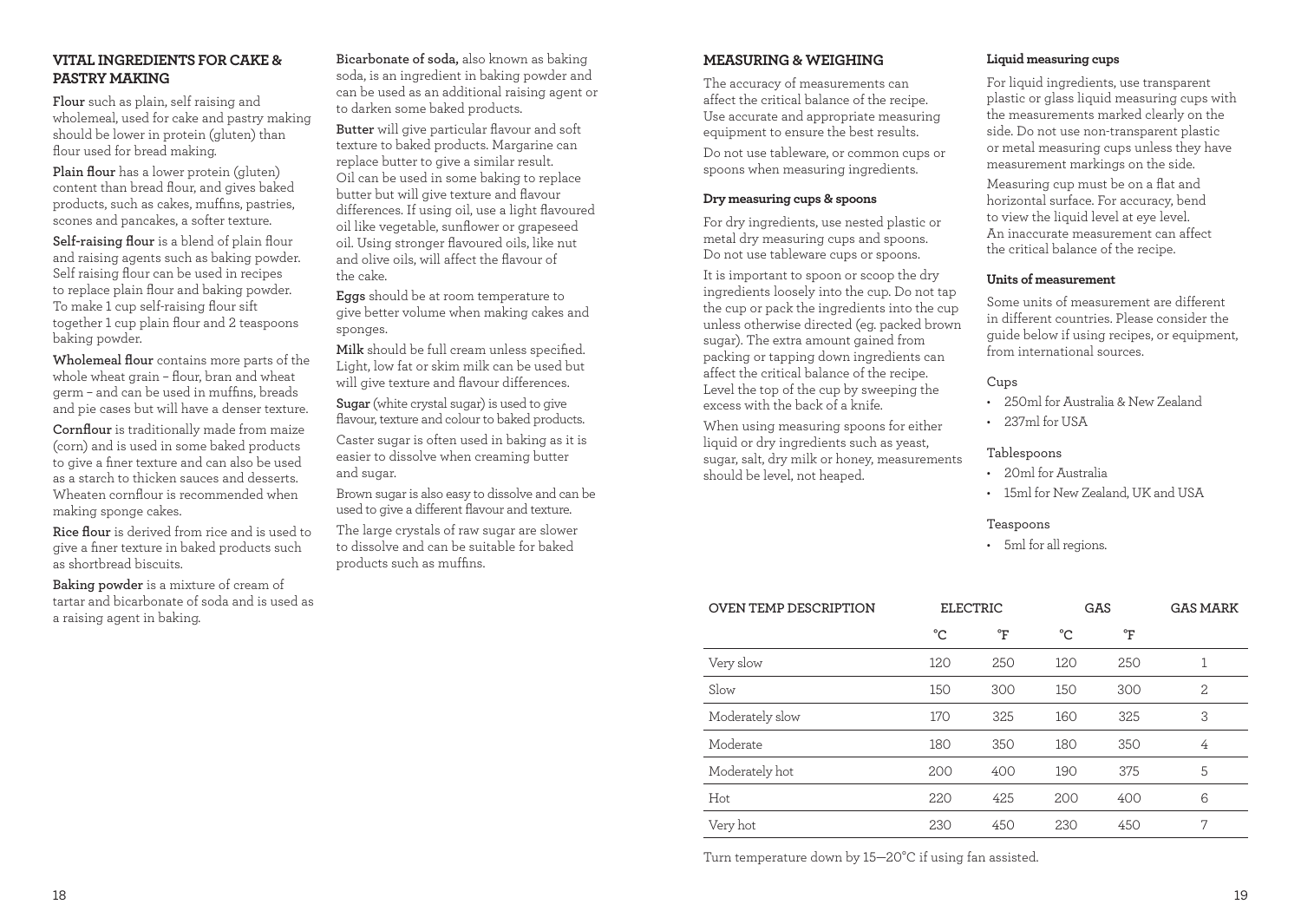## VITAL INGREDIENTS FOR CAKE & PASTRY MAKING

**Flour** such as plain, self raising and wholemeal, used for cake and pastry making should be lower in protein (gluten) than flour used for bread making.

**Plain flour** has a lower protein (gluten) content than bread flour, and gives baked products, such as cakes, muffins, pastries, scones and pancakes, a softer texture.

**Self-raising flour** is a blend of plain flour and raising agents such as baking powder. Self raising flour can be used in recipes to replace plain flour and baking powder. To make 1 cup self-raising flour sift together 1 cup plain flour and 2 teaspoons baking powder.

**Wholemeal flour** contains more parts of the whole wheat grain – flour, bran and wheat germ – and can be used in muffins, breads and pie cases but will have a denser texture.

**Cornflour** is traditionally made from maize (corn) and is used in some baked products to give a finer texture and can also be used as a starch to thicken sauces and desserts. Wheaten cornflour is recommended when making sponge cakes.

**Rice flour** is derived from rice and is used to give a finer texture in baked products such as shortbread biscuits.

**Baking powder** is a mixture of cream of tartar and bicarbonate of soda and is used as a raising agent in baking.

**Bicarbonate of soda,** also known as baking soda, is an ingredient in baking powder and can be used as an additional raising agent or to darken some baked products.

**Butter** will give particular flavour and soft texture to baked products. Margarine can replace butter to give a similar result. Oil can be used in some baking to replace butter but will give texture and flavour differences. If using oil, use a light flavoured oil like vegetable, sunflower or grapeseed oil. Using stronger flavoured oils, like nut and olive oils, will affect the flavour of the cake.

**Eggs** should be at room temperature to give better volume when making cakes and sponges.

**Milk** should be full cream unless specified. Light, low fat or skim milk can be used but will give texture and flavour differences.

**Sugar** (white crystal sugar) is used to give flavour, texture and colour to baked products.

Caster sugar is often used in baking as it is easier to dissolve when creaming butter and sugar.

Brown sugar is also easy to dissolve and can be used to give a different flavour and texture.

The large crystals of raw sugar are slower to dissolve and can be suitable for baked products such as muffins.

## MEASURING & WEIGHING

The accuracy of measurements can affect the critical balance of the recipe. Use accurate and appropriate measuring equipment to ensure the best results.

Do not use tableware, or common cups or spoons when measuring ingredients.

### Dry measuring cups & spoons

For dry ingredients, use nested plastic or metal dry measuring cups and spoons. Do not use tableware cups or spoons.

It is important to spoon or scoop the dry ingredients loosely into the cup. Do not tap the cup or pack the ingredients into the cup unless otherwise directed (eg. packed brown sugar). The extra amount gained from packing or tapping down ingredients can affect the critical balance of the recipe. Level the top of the cup by sweeping the excess with the back of a knife.

When using measuring spoons for either liquid or dry ingredients such as yeast, sugar, salt, dry milk or honey, measurements should be level, not heaped.

### Liquid measuring cups

For liquid ingredients, use transparent plastic or glass liquid measuring cups with the measurements marked clearly on the side. Do not use non-transparent plastic or metal measuring cups unless they have measurement markings on the side.

Measuring cup must be on a flat and horizontal surface. For accuracy, bend to view the liquid level at eye level. An inaccurate measurement can affect the critical balance of the recipe.

### Units of measurement

Some units of measurement are different in different countries. Please consider the guide below if using recipes, or equipment, from international sources.

Cups

- 250ml for Australia & New Zealand
- 237ml for USA

Tablespoons

- 20ml for Australia
- 15ml for New Zealand, UK and USA

Teaspoons

- 5ml for all regions.

| OVEN TEMP DESCRIPTION | ELECTRIC | | GAS | | GAS MARK |
|---|---|---|---|---|---|
| | °C | °F | °C | °F | |
| Very slow | 120 | 250 | 120 | 250 | 1 |
| Slow | 150 | 300 | 150 | 300 | 2 |
| Moderately slow | 170 | 325 | 160 | 325 | 3 |
| Moderate | 180 | 350 | 180 | 350 | 4 |
| Moderately hot | 200 | 400 | 190 | 375 | 5 |
| Hot | 220 | 425 | 200 | 400 | 6 |
| Very hot | 230 | 450 | 230 | 450 | 7 |

Turn temperature down by 15—20°C if using fan assisted.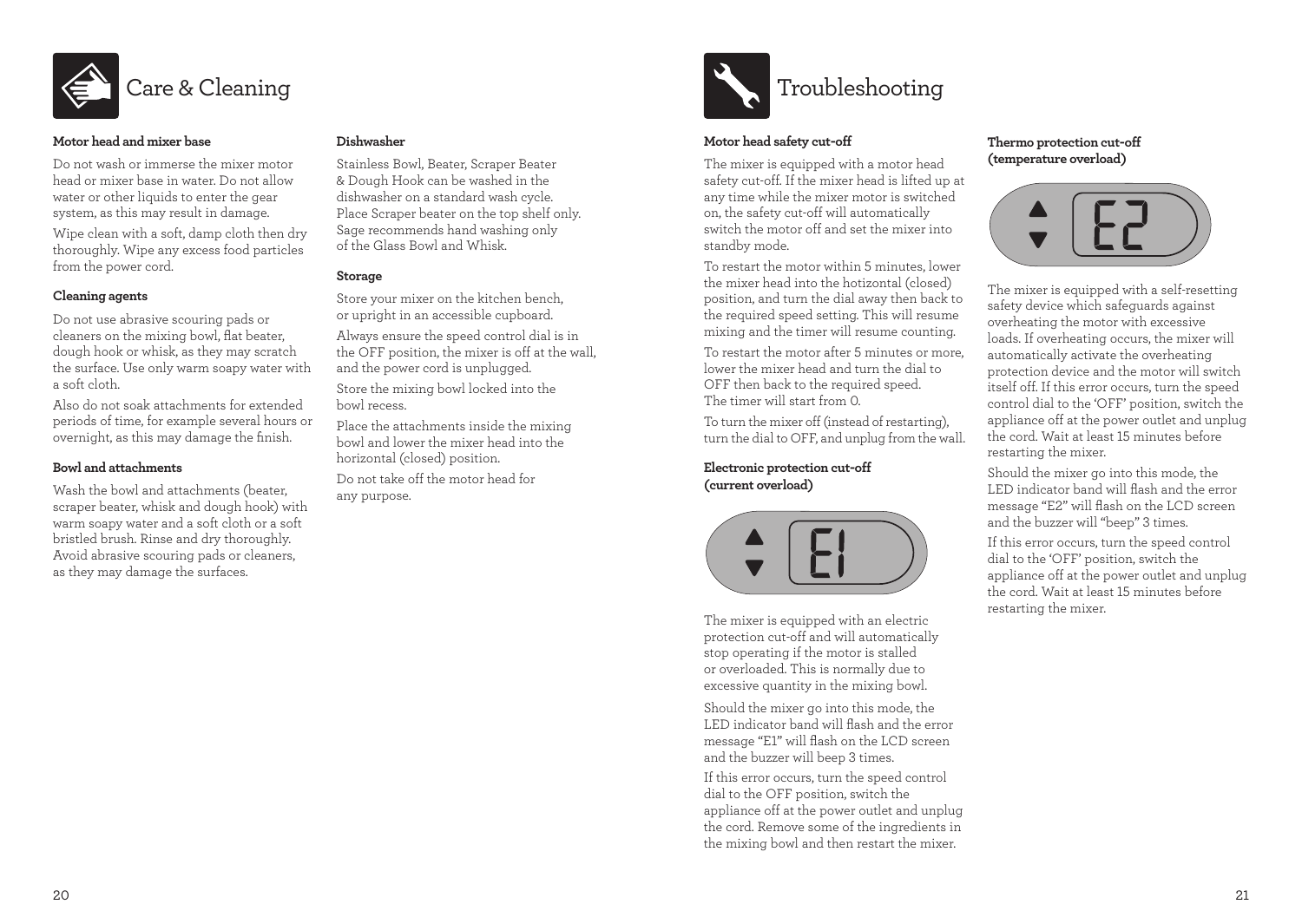# Care & Cleaning

### Motor head and mixer base

Do not wash or immerse the mixer motor head or mixer base in water. Do not allow water or other liquids to enter the gear system, as this may result in damage.

Wipe clean with a soft, damp cloth then dry thoroughly. Wipe any excess food particles from the power cord.

### Cleaning agents

Do not use abrasive scouring pads or cleaners on the mixing bowl, flat beater, dough hook or whisk, as they may scratch the surface. Use only warm soapy water with a soft cloth.

Also do not soak attachments for extended periods of time, for example several hours or overnight, as this may damage the finish.

### Bowl and attachments

Wash the bowl and attachments (beater, scraper beater, whisk and dough hook) with warm soapy water and a soft cloth or a soft bristled brush. Rinse and dry thoroughly. Avoid abrasive scouring pads or cleaners, as they may damage the surfaces.

### Dishwasher

Stainless Bowl, Beater, Scraper Beater & Dough Hook can be washed in the dishwasher on a standard wash cycle. Place Scraper beater on the top shelf only. Sage recommends hand washing only of the Glass Bowl and Whisk.

### Storage

Store your mixer on the kitchen bench, or upright in an accessible cupboard.

Always ensure the speed control dial is in the OFF position, the mixer is off at the wall, and the power cord is unplugged.

Store the mixing bowl locked into the bowl recess.

Place the attachments inside the mixing bowl and lower the mixer head into the horizontal (closed) position.

Do not take off the motor head for any purpose.

# Troubleshooting

### Motor head safety cut-off

The mixer is equipped with a motor head safety cut-off. If the mixer head is lifted up at any time while the mixer motor is switched on, the safety cut-off will automatically switch the motor off and set the mixer into standby mode.

To restart the motor within 5 minutes, lower the mixer head into the hotizontal (closed) position, and turn the dial away then back to the required speed setting. This will resume mixing and the timer will resume counting.

To restart the motor after 5 minutes or more, lower the mixer head and turn the dial to OFF then back to the required speed. The timer will start from 0.

To turn the mixer off (instead of restarting), turn the dial to OFF, and unplug from the wall.

### Electronic protection cut-off (current overload)

E1

The mixer is equipped with an electric protection cut-off and will automatically stop operating if the motor is stalled or overloaded. This is normally due to excessive quantity in the mixing bowl.

Should the mixer go into this mode, the LED indicator band will flash and the error message "E1" will flash on the LCD screen and the buzzer will beep 3 times.

If this error occurs, turn the speed control dial to the OFF position, switch the appliance off at the power outlet and unplug the cord. Remove some of the ingredients in the mixing bowl and then restart the mixer.

### Thermo protection cut-off (temperature overload)

E2

The mixer is equipped with a self-resetting safety device which safeguards against overheating the motor with excessive loads. If overheating occurs, the mixer will automatically activate the overheating protection device and the motor will switch itself off. If this error occurs, turn the speed control dial to the 'OFF' position, switch the appliance off at the power outlet and unplug the cord. Wait at least 15 minutes before restarting the mixer.

Should the mixer go into this mode, the LED indicator band will flash and the error message "E2" will flash on the LCD screen and the buzzer will "beep" 3 times.

If this error occurs, turn the speed control dial to the 'OFF' position, switch the appliance off at the power outlet and unplug the cord. Wait at least 15 minutes before restarting the mixer.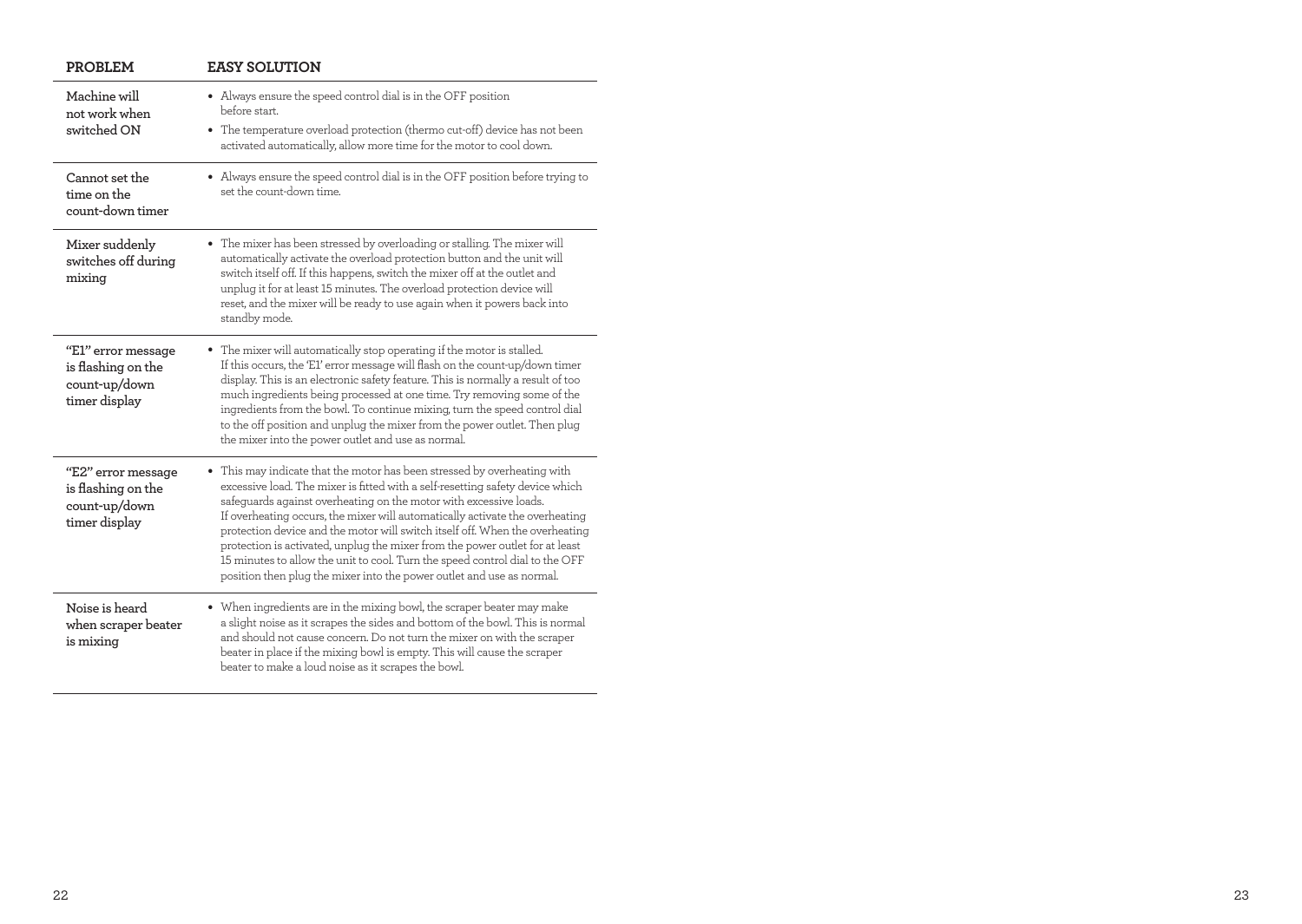| PROBLEM | EASY SOLUTION |
| --- | --- |
| Machine will not work when switched ON | • Always ensure the speed control dial is in the OFF position before start.<br>• The temperature overload protection (thermo cut-off) device has not been activated automatically, allow more time for the motor to cool down. |
| Cannot set the time on the count-down timer | • Always ensure the speed control dial is in the OFF position before trying to set the count-down time. |
| Mixer suddenly switches off during mixing | • The mixer has been stressed by overloading or stalling. The mixer will automatically activate the overload protection button and the unit will switch itself off. If this happens, switch the mixer off at the outlet and unplug it for at least 15 minutes. The overload protection device will reset, and the mixer will be ready to use again when it powers back into standby mode. |
| "E1" error message is flashing on the count-up/down timer display | • The mixer will automatically stop operating if the motor is stalled. If this occurs, the 'E1' error message will flash on the count-up/down timer display. This is an electronic safety feature. This is normally a result of too much ingredients being processed at one time. Try removing some of the ingredients from the bowl. To continue mixing, turn the speed control dial to the off position and unplug the mixer from the power outlet. Then plug the mixer into the power outlet and use as normal. |
| "E2" error message is flashing on the count-up/down timer display | • This may indicate that the motor has been stressed by overheating with excessive load. The mixer is fitted with a self-resetting safety device which safeguards against overheating on the motor with excessive loads. If overheating occurs, the mixer will automatically activate the overheating protection device and the motor will switch itself off. When the overheating protection is activated, unplug the mixer from the power outlet for at least 15 minutes to allow the unit to cool. Turn the speed control dial to the OFF position then plug the mixer into the power outlet and use as normal. |
| Noise is heard when scraper beater is mixing | • When ingredients are in the mixing bowl, the scraper beater may make a slight noise as it scrapes the sides and bottom of the bowl. This is normal and should not cause concern. Do not turn the mixer on with the scraper beater in place if the mixing bowl is empty. This will cause the scraper beater to make a loud noise as it scrapes the bowl. |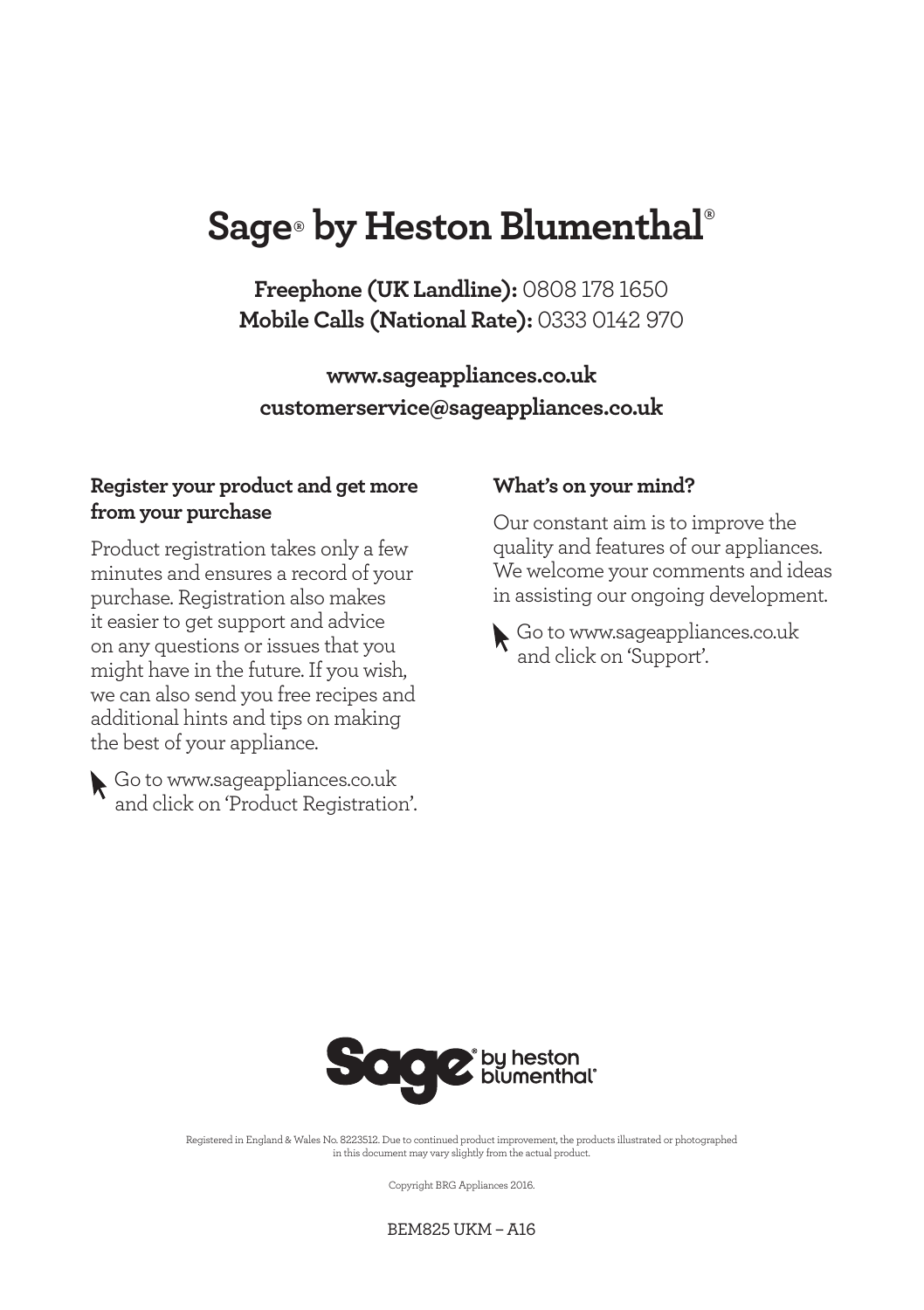# Sage® by Heston Blumenthal®

**Freephone (UK Landline):** 0808 178 1650
**Mobile Calls (National Rate):** 0333 0142 970

**www.sageappliances.co.uk**
**customerservice@sageappliances.co.uk**

### Register your product and get more from your purchase

Product registration takes only a few minutes and ensures a record of your purchase. Registration also makes it easier to get support and advice on any questions or issues that you might have in the future. If you wish, we can also send you free recipes and additional hints and tips on making the best of your appliance.

Go to www.sageappliances.co.uk and click on 'Product Registration'.

### What's on your mind?

Our constant aim is to improve the quality and features of our appliances. We welcome your comments and ideas in assisting our ongoing development.

Go to www.sageappliances.co.uk and click on 'Support'.

Sage® by heston blumenthal®

Registered in England & Wales No. 8223512. Due to continued product improvement, the products illustrated or photographed in this document may vary slightly from the actual product.

Copyright BRG Appliances 2016.

BEM825 UKM – A16